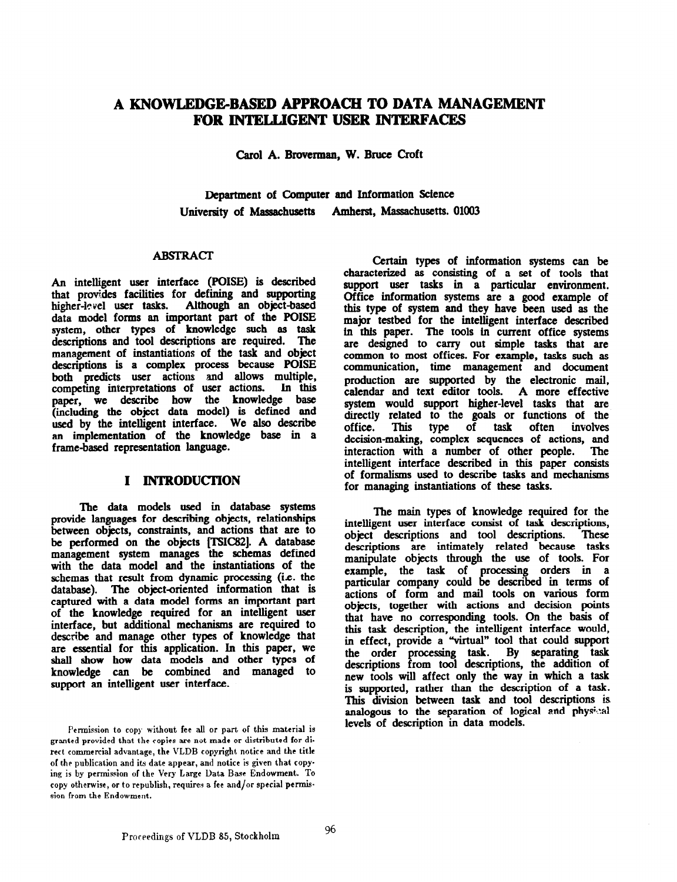# A KNOWLEDGE-BASED APPROACH TO DATA MANAGEMENT FOR INTELLIGENT USER INTERFACES

Carol A. Broverman, W. Bruce Croft

Department of Computer and Information Science
University of Massachusetts Amherst, Massachusetts. 01003

## ABSTRACT

An intelligent user interface (POISE) is described that provides facilities for defining and supporting higher-level user tasks. Although an object-based data model forms an important part of the POISE system, other types of knowledge such as task descriptions and tool descriptions are required. The management of instantiations of the task and object descriptions is a complex process because POISE both predicts user actions and allows multiple, competing interpretations of user actions. In this paper, we describe how the knowledge base (including the object data model) is defined and used by the intelligent interface. We also describe an implementation of the knowledge base in a frame-based representation language.

## I INTRODUCTION

The data models used in database systems provide languages for describing objects, relationships between objects, constraints, and actions that are to be performed on the objects [TSIC82]. A database management system manages the schemas defined with the data model and the instantiations of the schemas that result from dynamic processing (i.e. the database). The object-oriented information that is captured with a data model forms an important part of the knowledge required for an intelligent user interface, but additional mechanisms are required to describe and manage other types of knowledge that are essential for this application. In this paper, we shall show how data models and other types of knowledge can be combined and managed to support an intelligent user interface.

Permission to copy without fee all or part of this material is granted provided that the copies are not made or distributed for direct commercial advantage, the VLDB copyright notice and the title of the publication and its date appear, and notice is given that copying is by permission of the Very Large Data Base Endowment. To copy otherwise, or to republish, requires a fee and/or special permission from the Endowment.

Certain types of information systems can be characterized as consisting of a set of tools that support user tasks in a particular environment. Office information systems are a good example of this type of system and they have been used as the major testbed for the intelligent interface described in this paper. The tools in current office systems are designed to carry out simple tasks that are common to most offices. For example, tasks such as communication, time management and document production are supported by the electronic mail, calendar and text editor tools. A more effective system would support higher-level tasks that are directly related to the goals or functions of the office. This type of task often involves decision-making, complex sequences of actions, and interaction with a number of other people. The intelligent interface described in this paper consists of formalisms used to describe tasks and mechanisms for managing instantiations of these tasks.

The main types of knowledge required for the intelligent user interface consist of task descriptions, object descriptions and tool descriptions. These descriptions are intimately related because tasks manipulate objects through the use of tools. For example, the task of processing orders in a particular company could be described in terms of actions of form and mail tools on various form objects, together with actions and decision points that have no corresponding tools. On the basis of this task description, the intelligent interface would, in effect, provide a "virtual" tool that could support the order processing task. By separating task descriptions from tool descriptions, the addition of new tools will affect only the way in which a task is supported, rather than the description of a task. This division between task and tool descriptions is analogous to the separation of logical and physical levels of description in data models.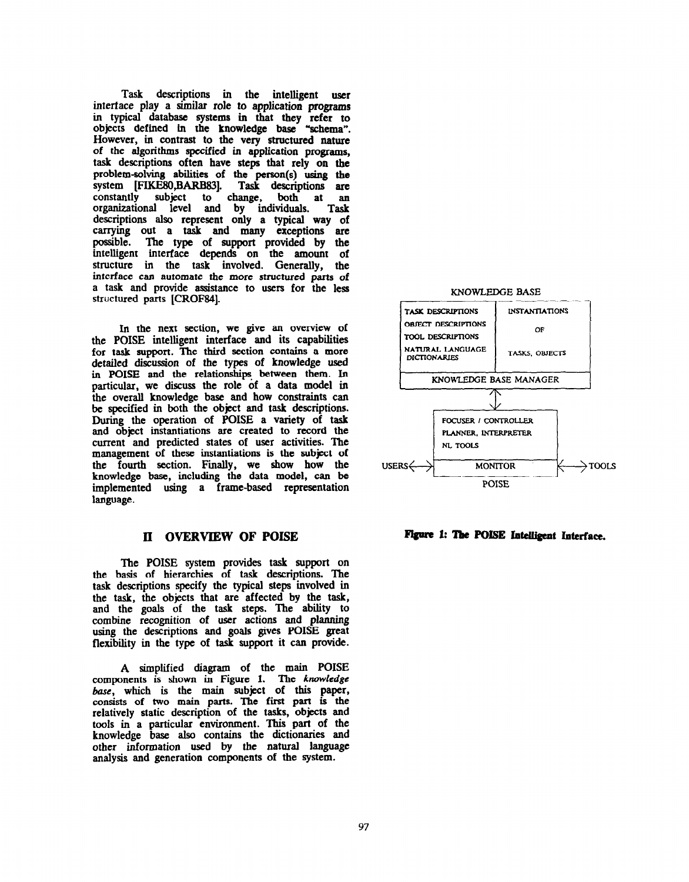Task descriptions in the intelligent user interface play a similar role to application programs in typical database systems in that they refer to objects defined in the knowledge base "schema". However, in contrast to the very structured nature of the algorithms specified in application programs, task descriptions often have steps that rely on the problem-solving abilities of the person(s) using the system [FIKE80,BARB83]. Task descriptions are constantly subject to change, both at an organizational level and by individuals. Task descriptions also represent only a typical way of carrying out a task and many exceptions are possible. The type of support provided by the intelligent interface depends on the amount of structure in the task involved. Generally, the interface can automate the more structured parts of a task and provide assistance to users for the less structured parts [CROF84].

In the next section, we give an overview of the POISE intelligent interface and its capabilities for task support. The third section contains a more detailed discussion of the types of knowledge used in POISE and the relationships between them. In particular, we discuss the role of a data model in the overall knowledge base and how constraints can be specified in both the object and task descriptions. During the operation of POISE a variety of task and object instantiations are created to record the current and predicted states of user activities. The management of these instantiations is the subject of the fourth section. Finally, we show how the knowledge base, including the data model, can be implemented using a frame-based representation language.

## II OVERVIEW OF POISE

The POISE system provides task support on the basis of hierarchies of task descriptions. The task descriptions specify the typical steps involved in the task, the objects that are affected by the task, and the goals of the task steps. The ability to combine recognition of user actions and planning using the descriptions and goals gives POISE great flexibility in the type of task support it can provide.

A simplified diagram of the main POISE components is shown in Figure 1. The *knowledge base*, which is the main subject of this paper, consists of two main parts. The first part is the relatively static description of the tasks, objects and tools in a particular environment. This part of the knowledge base also contains the dictionaries and other information used by the natural language analysis and generation components of the system.

KNOWLEDGE BASE

TASK DESCRIPTIONS
OBJECT DESCRIPTIONS
TOOL DESCRIPTIONS
NATURAL LANGUAGE DICTIONARIES

INSTANTIATIONS OF TASKS, OBJECTS

KNOWLEDGE BASE MANAGER

FOCUSER / CONTROLLER
PLANNER, INTERPRETER
NL TOOLS

USERS

MONITOR

TOOLS

POISE

**Figure 1: The POISE Intelligent Interface.**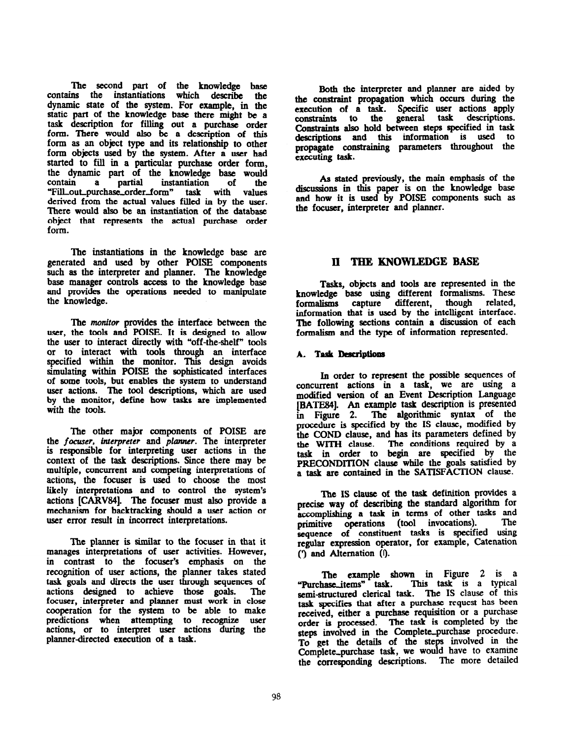The second part of the knowledge base contains the instantiations which describe the dynamic state of the system. For example, in the static part of the knowledge base there might be a task description for filling out a purchase order form. There would also be a description of this form as an object type and its relationship to other form objects used by the system. After a user had started to fill in a particular purchase order form, the dynamic part of the knowledge base would contain a partial instantiation of the "Fill_out_purchase_order_form" task with values derived from the actual values filled in by the user. There would also be an instantiation of the database object that represents the actual purchase order form.

The instantiations in the knowledge base are generated and used by other POISE components such as the interpreter and planner. The knowledge base manager controls access to the knowledge base and provides the operations needed to manipulate the knowledge.

The *monitor* provides the interface between the user, the tools and POISE. It is designed to allow the user to interact directly with "off-the-shelf" tools or to interact with tools through an interface specified within the monitor. This design avoids simulating within POISE the sophisticated interfaces of some tools, but enables the system to understand user actions. The tool descriptions, which are used by the monitor, define how tasks are implemented with the tools.

The other major components of POISE are the *focuser*, *interpreter* and *planner*. The interpreter is responsible for interpreting user actions in the context of the task descriptions. Since there may be multiple, concurrent and competing interpretations of actions, the focuser is used to choose the most likely interpretations and to control the system's actions [CARV84]. The focuser must also provide a mechanism for backtracking should a user action or user error result in incorrect interpretations.

The planner is similar to the focuser in that it manages interpretations of user activities. However, in contrast to the focuser's emphasis on the recognition of user actions, the planner takes stated task goals and directs the user through sequences of actions designed to achieve those goals. The focuser, interpreter and planner must work in close cooperation for the system to be able to make predictions when attempting to recognize user actions, or to interpret user actions during the planner-directed execution of a task.

Both the interpreter and planner are aided by the constraint propagation which occurs during the execution of a task. Specific user actions apply constraints to the general task descriptions. Constraints also hold between steps specified in task descriptions and this information is used to propagate constraining parameters throughout the executing task.

As stated previously, the main emphasis of the discussions in this paper is on the knowledge base and how it is used by POISE components such as the focuser, interpreter and planner.

## II THE KNOWLEDGE BASE

Tasks, objects and tools are represented in the knowledge base using different formalisms. These formalisms capture different, though related, information that is used by the intelligent interface. The following sections contain a discussion of each formalism and the type of information represented.

### A. Task Descriptions

In order to represent the possible sequences of concurrent actions in a task, we are using a modified version of an Event Description Language [BATE84]. An example task description is presented in Figure 2. The algorithmic syntax of the procedure is specified by the IS clause, modified by the COND clause, and has its parameters defined by the WITH clause. The conditions required by a task in order to begin are specified by the PRECONDITION clause while the goals satisfied by a task are contained in the SATISFACTION clause.

The IS clause of the task definition provides a precise way of describing the standard algorithm for accomplishing a task in terms of other tasks and primitive operations (tool invocations). The sequence of constituent tasks is specified using regular expression operator, for example, Catenation (') and Alternation (|).

The example shown in Figure 2 is a "Purchase_items" task. This task is a typical semi-structured clerical task. The IS clause of this task specifies that after a purchase request has been received, either a purchase requisition or a purchase order is processed. The task is completed by the steps involved in the Complete_purchase procedure. To get the details of the steps involved in the Complete_purchase task, we would have to examine the corresponding descriptions. The more detailed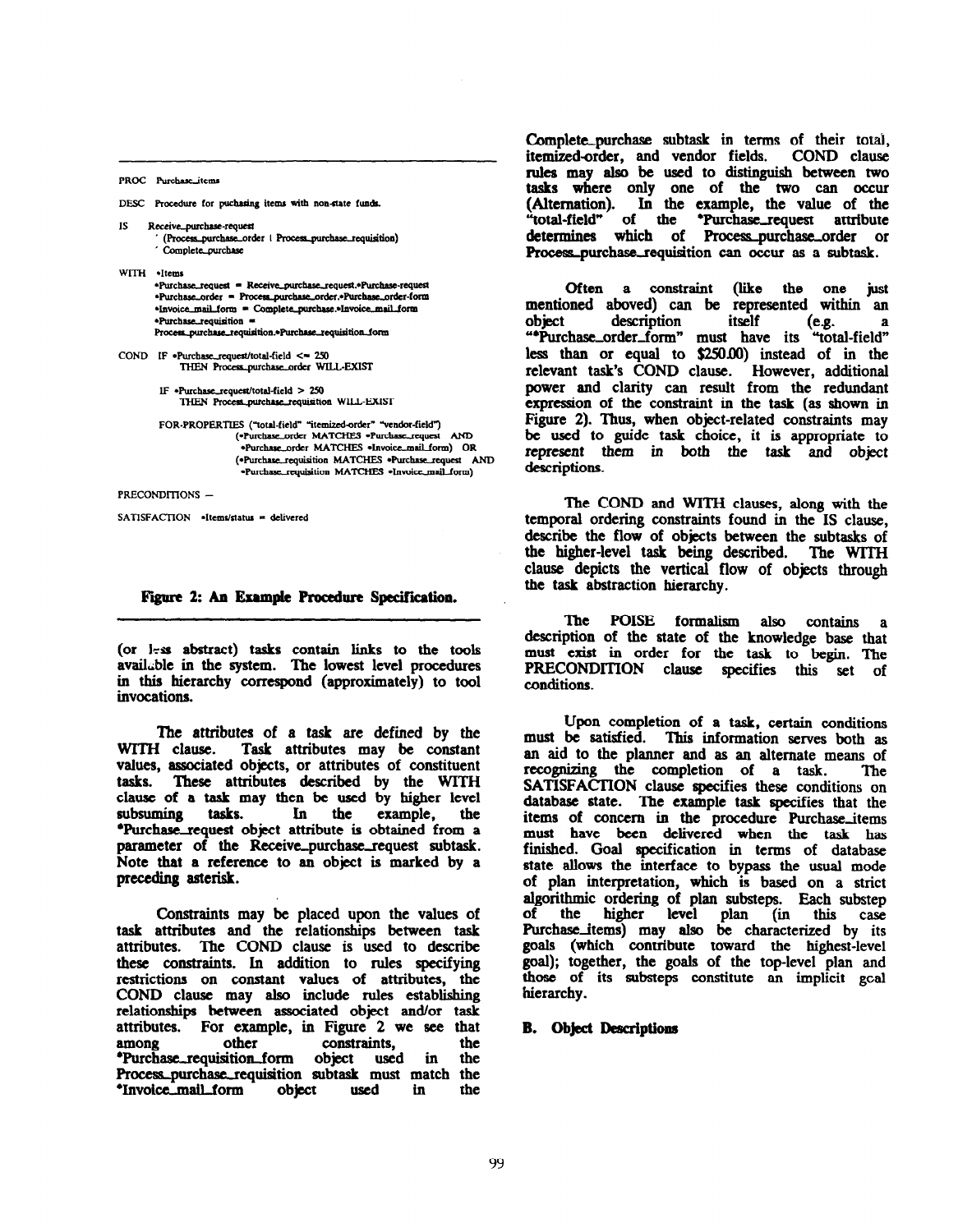```
PROC  Purchase_items

DESC  Procedure for puchasing items with non-state funds.

IS    Receive_purchase-request
      ^ (Process_purchase_order | Process_purchase_requisition)
      ^ Complete_purchase

WITH  *Items
      *Purchase_request = Receive_purchase_request.*Purchase-request
      *Purchase_order = Process_purchase_order.*Purchase_order-form
      *Invoice_mail_form = Complete_purchase.*Invoice_mail_form
      *Purchase_requisition =
      Process_purchase_requisition.*Purchase_requisition_form

COND  IF *Purchase_request/total-field <= 250
         THEN Process_purchase_order WILL-EXIST

      IF *Purchase_request/total-field > 250
         THEN Process_purchase_requisition WILL-EXIST

      FOR-PROPERTIES ("total-field" "itemized-order" "vendor-field")
              (*Purchase_order MATCHES *Purchase_request AND
               *Purchase_order MATCHES *Invoice_mail_form) OR
              (*Purchase_requisition MATCHES *Purchase_request AND
               *Purchase_requisition MATCHES *Invoice_mail_form)

PRECONDITIONS --

SATISFACTION  *Items/status = delivered
```

**Figure 2: An Example Procedure Specification.**

(or less abstract) tasks contain links to the tools available in the system. The lowest level procedures in this hierarchy correspond (approximately) to tool invocations.

The attributes of a task are defined by the WITH clause. Task attributes may be constant values, associated objects, or attributes of constituent tasks. These attributes described by the WITH clause of a task may then be used by higher level subsuming tasks. In the example, the *Purchase_request object attribute is obtained from a parameter of the Receive_purchase_request subtask. Note that a reference to an object is marked by a preceding asterisk.

Constraints may be placed upon the values of task attributes and the relationships between task attributes. The COND clause is used to describe these constraints. In addition to rules specifying restrictions on constant values of attributes, the COND clause may also include rules establishing relationships between associated object and/or task attributes. For example, in Figure 2 we see that among other constraints, the *Purchase_requisition_form object used in the Process_purchase_requisition subtask must match the *Invoice_mail_form object used in the Complete_purchase subtask in terms of their total, itemized-order, and vendor fields. COND clause rules may also be used to distinguish between two tasks where only one of the two can occur (Alternation). In the example, the value of the "total-field" of the *Purchase_request attribute determines which of Process_purchase_order or Process_purchase_requisition can occur as a subtask.

Often a constraint (like the one just mentioned aboved) can be represented within an object description itself (e.g. a "*Purchase_order_form" must have its "total-field" less than or equal to $250.00) instead of in the relevant task's COND clause. However, additional power and clarity can result from the redundant expression of the constraint in the task (as shown in Figure 2). Thus, when object-related constraints may be used to guide task choice, it is appropriate to represent them in both the task and object descriptions.

The COND and WITH clauses, along with the temporal ordering constraints found in the IS clause, describe the flow of objects between the subtasks of the higher-level task being described. The WITH clause depicts the vertical flow of objects through the task abstraction hierarchy.

The POISE formalism also contains a description of the state of the knowledge base that must exist in order for the task to begin. The PRECONDITION clause specifies this set of conditions.

Upon completion of a task, certain conditions must be satisfied. This information serves both as an aid to the planner and as an alternate means of recognizing the completion of a task. The SATISFACTION clause specifies these conditions on database state. The example task specifies that the items of concern in the procedure Purchase_items must have been delivered when the task has finished. Goal specification in terms of database state allows the interface to bypass the usual mode of plan interpretation, which is based on a strict algorithmic ordering of plan substeps. Each substep of the higher level plan (in this case Purchase_items) may also be characterized by its goals (which contribute toward the highest-level goal); together, the goals of the top-level plan and those of its substeps constitute an implicit goal hierarchy.

### B. Object Descriptions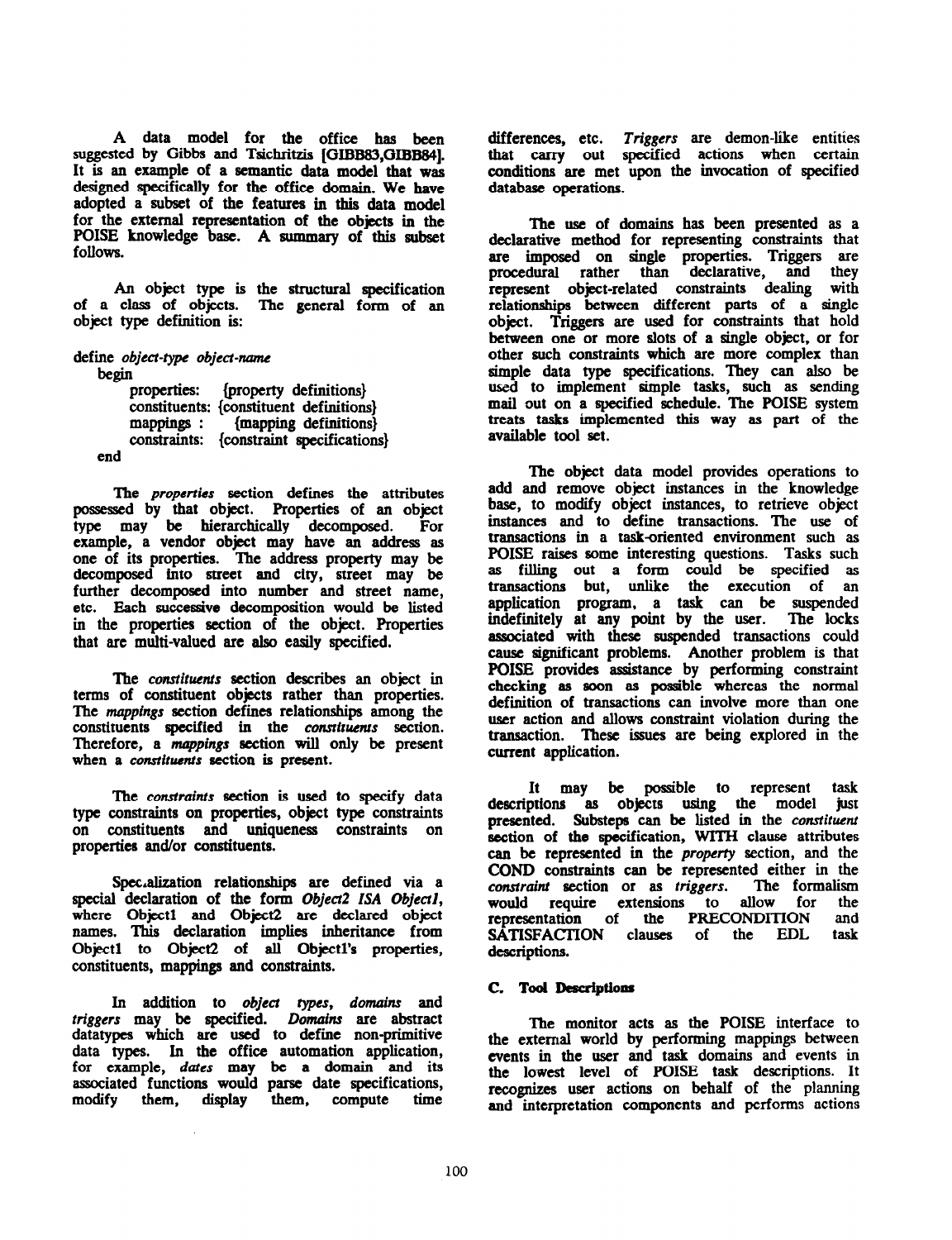A data model for the office has been suggested by Gibbs and Tsichritzis [GIBB83,GIBB84]. It is an example of a semantic data model that was designed specifically for the office domain. We have adopted a subset of the features in this data model for the external representation of the objects in the POISE knowledge base. A summary of this subset follows.

An object type is the structural specification of a class of objects. The general form of an object type definition is:

```
define object-type object-name
   begin
        properties:    {property definitions}
        constituents: {constituent definitions}
        mappings :     {mapping definitions}
        constraints:   {constraint specifications}
   end
```

The *properties* section defines the attributes possessed by that object. Properties of an object type may be hierarchically decomposed. For example, a vendor object may have an address as one of its properties. The address property may be decomposed into street and city, street may be further decomposed into number and street name, etc. Each successive decomposition would be listed in the properties section of the object. Properties that are multi-valued are also easily specified.

The *constituents* section describes an object in terms of constituent objects rather than properties. The *mappings* section defines relationships among the constituents specified in the *constituents* section. Therefore, a *mappings* section will only be present when a *constituents* section is present.

The *constraints* section is used to specify data type constraints on properties, object type constraints on constituents and uniqueness constraints on properties and/or constituents.

Specialization relationships are defined via a special declaration of the form *Object2 ISA Object1*, where Object1 and Object2 are declared object names. This declaration implies inheritance from Object1 to Object2 of all Object1's properties, constituents, mappings and constraints.

In addition to *object types*, *domains* and *triggers* may be specified. *Domains* are abstract datatypes which are used to define non-primitive data types. In the office automation application, for example, *dates* may be a domain and its associated functions would parse date specifications, modify them, display them, compute time differences, etc. *Triggers* are demon-like entities that carry out specified actions when certain conditions are met upon the invocation of specified database operations.

The use of domains has been presented as a declarative method for representing constraints that are imposed on single properties. Triggers are procedural rather than declarative, and they represent object-related constraints dealing with relationships between different parts of a single object. Triggers are used for constraints that hold between one or more slots of a single object, or for other such constraints which are more complex than simple data type specifications. They can also be used to implement simple tasks, such as sending mail out on a specified schedule. The POISE system treats tasks implemented this way as part of the available tool set.

The object data model provides operations to add and remove object instances in the knowledge base, to modify object instances, to retrieve object instances and to define transactions. The use of transactions in a task-oriented environment such as POISE raises some interesting questions. Tasks such as filling out a form could be specified as transactions but, unlike the execution of an application program, a task can be suspended indefinitely at any point by the user. The locks associated with these suspended transactions could cause significant problems. Another problem is that POISE provides assistance by performing constraint checking as soon as possible whereas the normal definition of transactions can involve more than one user action and allows constraint violation during the transaction. These issues are being explored in the current application.

It may be possible to represent task descriptions as objects using the model just presented. Substeps can be listed in the *constituent* section of the specification, WITH clause attributes can be represented in the *property* section, and the COND constraints can be represented either in the *constraint* section or as *triggers*. The formalism would require extensions to allow for the representation of the PRECONDITION and SATISFACTION clauses of the EDL task descriptions.

### C. Tool Descriptions

The monitor acts as the POISE interface to the external world by performing mappings between events in the user and task domains and events in the lowest level of POISE task descriptions. It recognizes user actions on behalf of the planning and interpretation components and performs actions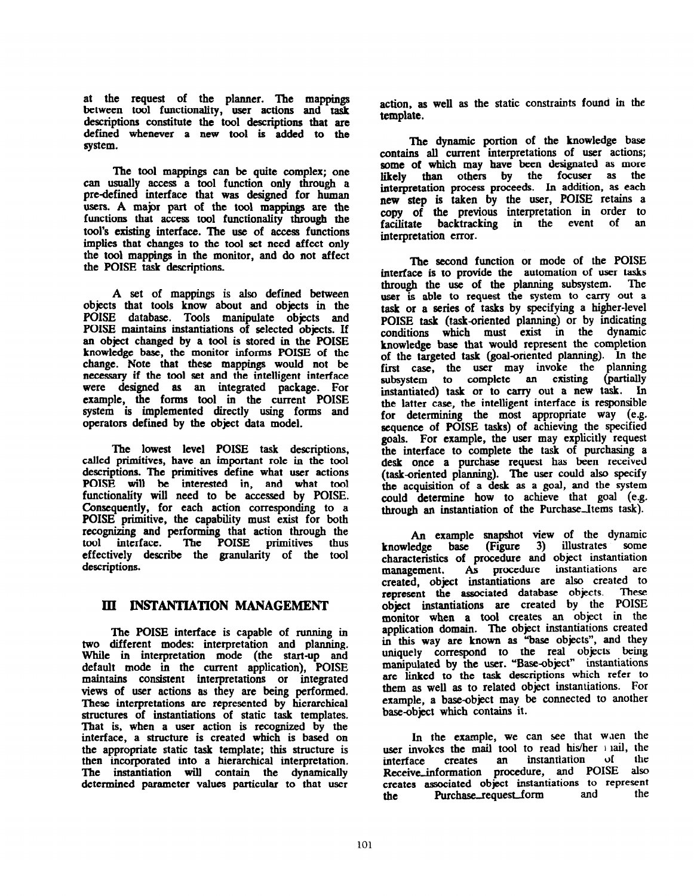at the request of the planner. The mappings between tool functionality, user actions and task descriptions constitute the tool descriptions that are defined whenever a new tool is added to the system.

The tool mappings can be quite complex; one can usually access a tool function only through a pre-defined interface that was designed for human users. A major part of the tool mappings are the functions that access tool functionality through the tool's existing interface. The use of access functions implies that changes to the tool set need affect only the tool mappings in the monitor, and do not affect the POISE task descriptions.

A set of mappings is also defined between objects that tools know about and objects in the POISE database. Tools manipulate objects and POISE maintains instantiations of selected objects. If an object changed by a tool is stored in the POISE knowledge base, the monitor informs POISE of the change. Note that these mappings would not be necessary if the tool set and the intelligent interface were designed as an integrated package. For example, the forms tool in the current POISE system is implemented directly using forms and operators defined by the object data model.

The lowest level POISE task descriptions, called primitives, have an important role in the tool descriptions. The primitives define what user actions POISE will be interested in, and what tool functionality will need to be accessed by POISE. Consequently, for each action corresponding to a POISE primitive, the capability must exist for both recognizing and performing that action through the tool interface. The POISE primitives thus effectively describe the granularity of the tool descriptions.

## III INSTANTIATION MANAGEMENT

The POISE interface is capable of running in two different modes: interpretation and planning. While in interpretation mode (the start-up and default mode in the current application), POISE maintains consistent interpretations or integrated views of user actions as they are being performed. These interpretations are represented by hierarchical structures of instantiations of static task templates. That is, when a user action is recognized by the interface, a structure is created which is based on the appropriate static task template; this structure is then incorporated into a hierarchical interpretation. The instantiation will contain the dynamically determined parameter values particular to that user action, as well as the static constraints found in the template.

The dynamic portion of the knowledge base contains all current interpretations of user actions; some of which may have been designated as more likely than others by the focuser as the interpretation process proceeds. In addition, as each new step is taken by the user, POISE retains a copy of the previous interpretation in order to facilitate backtracking in the event of an interpretation error.

The second function or mode of the POISE interface is to provide the automation of user tasks through the use of the planning subsystem. The user is able to request the system to carry out a task or a series of tasks by specifying a higher-level POISE task (task-oriented planning) or by indicating conditions which must exist in the dynamic knowledge base that would represent the completion of the targeted task (goal-oriented planning). In the first case, the user may invoke the planning subsystem to complete an existing (partially instantiated) task or to carry out a new task. In the latter case, the intelligent interface is responsible for determining the most appropriate way (e.g. sequence of POISE tasks) of achieving the specified goals. For example, the user may explicitly request the interface to complete the task of purchasing a desk once a purchase request has been received (task-oriented planning). The user could also specify the acquisition of a desk as a goal, and the system could determine how to achieve that goal (e.g. through an instantiation of the Purchase_Items task).

An example snapshot view of the dynamic knowledge base (Figure 3) illustrates some characteristics of procedure and object instantiation management. As procedure instantiations are created, object instantiations are also created to represent the associated database objects. These object instantiations are created by the POISE monitor when a tool creates an object in the application domain. The object instantiations created in this way are known as "base objects", and they uniquely correspond to the real objects being manipulated by the user. "Base-object" instantiations are linked to the task descriptions which refer to them as well as to related object instantiations. For example, a base-object may be connected to another base-object which contains it.

In the example, we can see that when the user invokes the mail tool to read his/her mail, the interface creates an instantiation of the Receive_information procedure, and POISE also creates associated object instantiations to represent the Purchase_request_form and the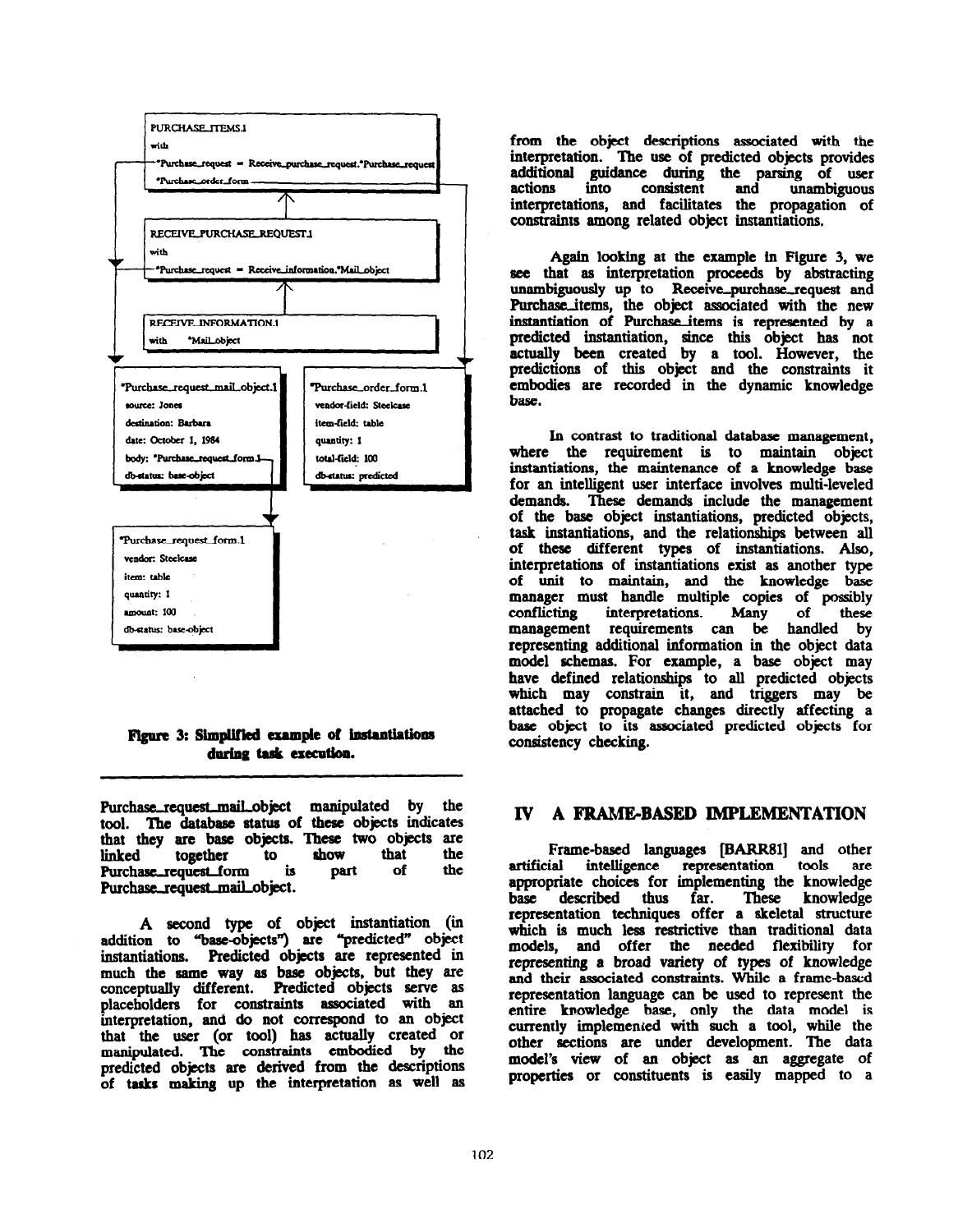PURCHASE_ITEMS.1
with
*Purchase_request = Receive_purchase_request.*Purchase_request
*Purchase_order_form

RECEIVE_PURCHASE_REQUEST.1
with
*Purchase_request = Receive_information.*Mail_object

RECEIVE_INFORMATION.1
with *Mail_object

*Purchase_request_mail_object.1
source: Jones
destination: Barbara
date: October 1, 1984
body: *Purchase_request_form.1
db-status: base-object

*Purchase_order_form.1
vendor-field: Steelcase
item-field: table
quantity: 1
total-field: 100
db-status: predicted

*Purchase_request_form.1
vendor: Steelcase
item: table
quantity: 1
amount: 100
db-status: base-object

**Figure 3: Simplified example of instantiations during task execution.**

Purchase_request_mail_object manipulated by the tool. The database status of these objects indicates that they are base objects. These two objects are linked together to show that the Purchase_request_form is part of the Purchase_request_mail_object.

A second type of object instantiation (in addition to "base-objects") are "predicted" object instantiations. Predicted objects are represented in much the same way as base objects, but they are conceptually different. Predicted objects serve as placeholders for constraints associated with an interpretation, and do not correspond to an object that the user (or tool) has actually created or manipulated. The constraints embodied by the predicted objects are derived from the descriptions of tasks making up the interpretation as well as from the object descriptions associated with the interpretation. The use of predicted objects provides additional guidance during the parsing of user actions into consistent and unambiguous interpretations, and facilitates the propagation of constraints among related object instantiations.

Again looking at the example in Figure 3, we see that as interpretation proceeds by abstracting unambiguously up to Receive_purchase_request and Purchase_items, the object associated with the new instantiation of Purchase_items is represented by a predicted instantiation, since this object has not actually been created by a tool. However, the predictions of this object and the constraints it embodies are recorded in the dynamic knowledge base.

In contrast to traditional database management, where the requirement is to maintain object instantiations, the maintenance of a knowledge base for an intelligent user interface involves multi-leveled demands. These demands include the management of the base object instantiations, predicted objects, task instantiations, and the relationships between all of these different types of instantiations. Also, interpretations of instantiations exist as another type of unit to maintain, and the knowledge base manager must handle multiple copies of possibly conflicting interpretations. Many of these management requirements can be handled by representing additional information in the object data model schemas. For example, a base object may have defined relationships to all predicted objects which may constrain it, and triggers may be attached to propagate changes directly affecting a base object to its associated predicted objects for consistency checking.

## IV A FRAME-BASED IMPLEMENTATION

Frame-based languages [BARR81] and other artificial intelligence representation tools are appropriate choices for implementing the knowledge base described thus far. These knowledge representation techniques offer a skeletal structure which is much less restrictive than traditional data models, and offer the needed flexibility for representing a broad variety of types of knowledge and their associated constraints. While a frame-based representation language can be used to represent the entire knowledge base, only the data model is currently implemented with such a tool, while the other sections are under development. The data model's view of an object as an aggregate of properties or constituents is easily mapped to a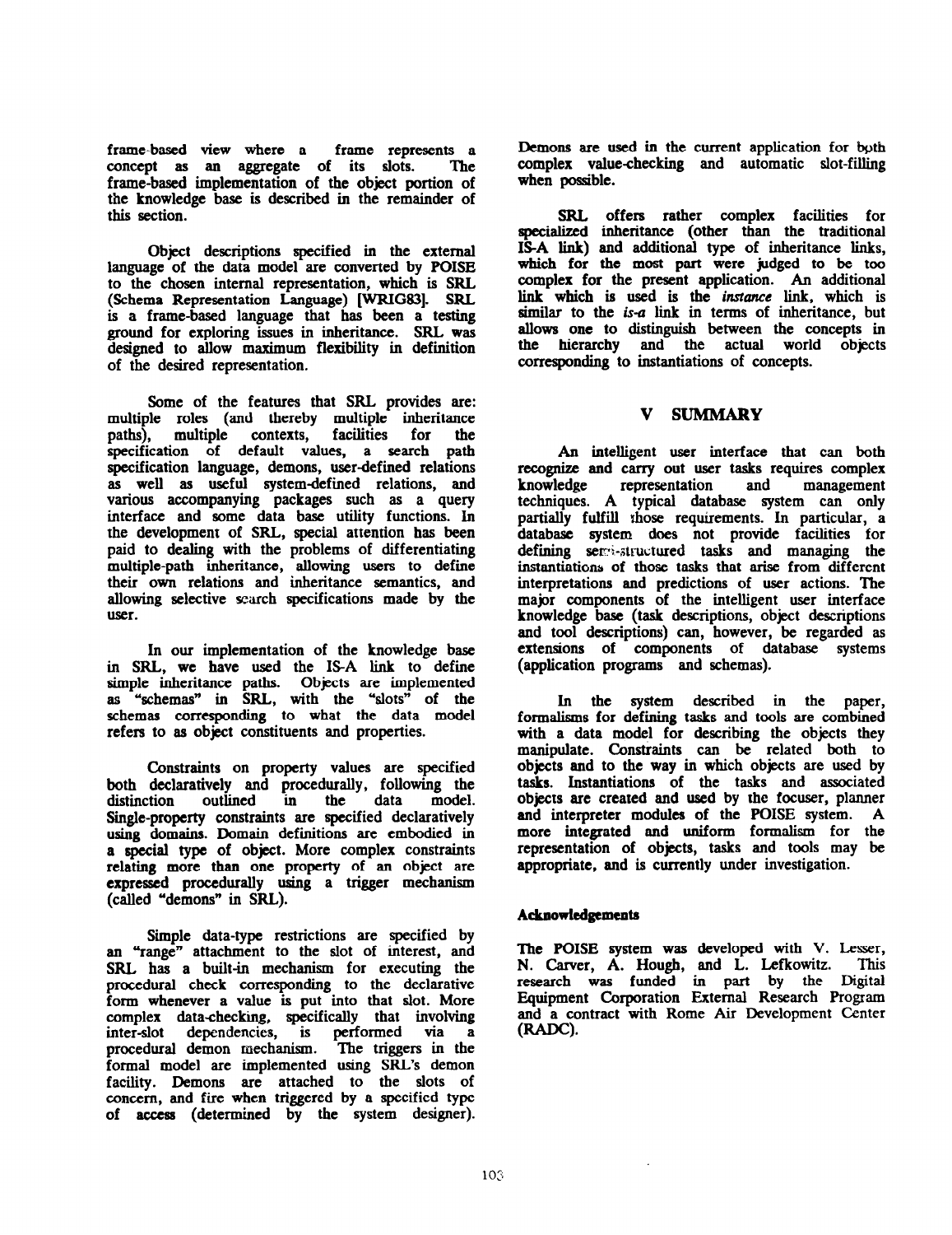frame-based view where a frame represents a concept as an aggregate of its slots. The frame-based implementation of the object portion of the knowledge base is described in the remainder of this section.

Object descriptions specified in the external language of the data model are converted by POISE to the chosen internal representation, which is SRL (Schema Representation Language) [WRIG83]. SRL is a frame-based language that has been a testing ground for exploring issues in inheritance. SRL was designed to allow maximum flexibility in definition of the desired representation.

Some of the features that SRL provides are: multiple roles (and thereby multiple inheritance paths), multiple contexts, facilities for the specification of default values, a search path specification language, demons, user-defined relations as well as useful system-defined relations, and various accompanying packages such as a query interface and some data base utility functions. In the development of SRL, special attention has been paid to dealing with the problems of differentiating multiple-path inheritance, allowing users to define their own relations and inheritance semantics, and allowing selective search specifications made by the user.

In our implementation of the knowledge base in SRL, we have used the IS-A link to define simple inheritance paths. Objects are implemented as "schemas" in SRL, with the "slots" of the schemas corresponding to what the data model refers to as object constituents and properties.

Constraints on property values are specified both declaratively and procedurally, following the distinction outlined in the data model. Single-property constraints are specified declaratively using domains. Domain definitions are embodied in a special type of object. More complex constraints relating more than one property of an object are expressed procedurally using a trigger mechanism (called "demons" in SRL).

Simple data-type restrictions are specified by an "range" attachment to the slot of interest, and SRL has a built-in mechanism for executing the procedural check corresponding to the declarative form whenever a value is put into that slot. More complex data-checking, specifically that involving inter-slot dependencies, is performed via a procedural demon mechanism. The triggers in the formal model are implemented using SRL's demon facility. Demons are attached to the slots of concern, and fire when triggered by a specified type of access (determined by the system designer). Demons are used in the current application for both complex value-checking and automatic slot-filling when possible.

SRL offers rather complex facilities for specialized inheritance (other than the traditional IS-A link) and additional type of inheritance links, which for the most part were judged to be too complex for the present application. An additional link which is used is the *instance* link, which is similar to the *is-a* link in terms of inheritance, but allows one to distinguish between the concepts in the hierarchy and the actual world objects corresponding to instantiations of concepts.

## V SUMMARY

An intelligent user interface that can both recognize and carry out user tasks requires complex knowledge representation and management techniques. A typical database system can only partially fulfill those requirements. In particular, a database system does not provide facilities for defining semi-structured tasks and managing the instantiations of those tasks that arise from different interpretations and predictions of user actions. The major components of the intelligent user interface knowledge base (task descriptions, object descriptions and tool descriptions) can, however, be regarded as extensions of components of database systems (application programs and schemas).

In the system described in the paper, formalisms for defining tasks and tools are combined with a data model for describing the objects they manipulate. Constraints can be related both to objects and to the way in which objects are used by tasks. Instantiations of the tasks and associated objects are created and used by the focuser, planner and interpreter modules of the POISE system. A more integrated and uniform formalism for the representation of objects, tasks and tools may be appropriate, and is currently under investigation.

#### Acknowledgements

The POISE system was developed with V. Lesser, N. Carver, A. Hough, and L. Lefkowitz. This research was funded in part by the Digital Equipment Corporation External Research Program and a contract with Rome Air Development Center (RADC).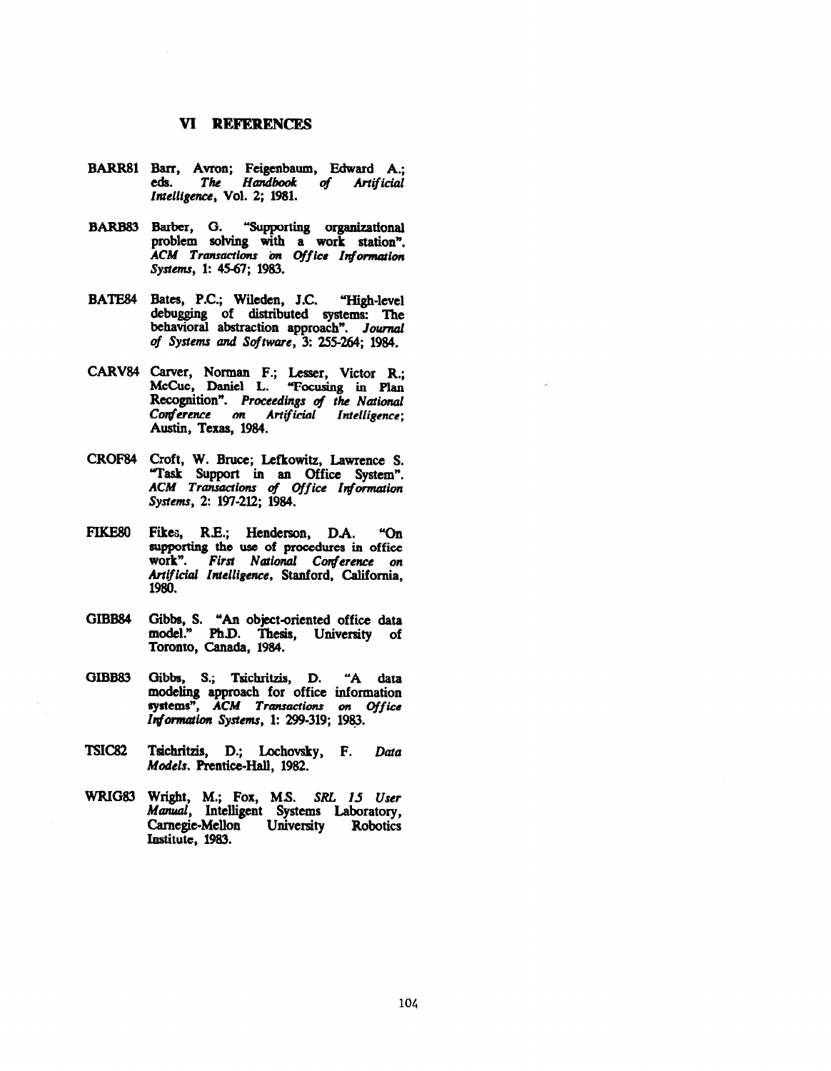## VI REFERENCES

**BARR81** Barr, Avron; Feigenbaum, Edward A.; eds. *The Handbook of Artificial Intelligence*, Vol. 2; 1981.

**BARB83** Barber, G. "Supporting organizational problem solving with a work station". *ACM Transactions on Office Information Systems*, 1: 45-67; 1983.

**BATE84** Bates, P.C.; Wileden, J.C. "High-level debugging of distributed systems: The behavioral abstraction approach". *Journal of Systems and Software*, 3: 255-264; 1984.

**CARV84** Carver, Norman F.; Lesser, Victor R.; McCue, Daniel L. "Focusing in Plan Recognition". *Proceedings of the National Conference on Artificial Intelligence*; Austin, Texas, 1984.

**CROF84** Croft, W. Bruce; Lefkowitz, Lawrence S. "Task Support in an Office System". *ACM Transactions of Office Information Systems*, 2: 197-212; 1984.

**FIKE80** Fikes, R.E.; Henderson, D.A. "On supporting the use of procedures in office work". *First National Conference on Artificial Intelligence*, Stanford, California, 1980.

**GIBB84** Gibbs, S. "An object-oriented office data model." Ph.D. Thesis, University of Toronto, Canada, 1984.

**GIBB83** Gibbs, S.; Tsichritzis, D. "A data modeling approach for office information systems", *ACM Transactions on Office Information Systems*, 1: 299-319; 1983.

**TSIC82** Tsichritzis, D.; Lochovsky, F. *Data Models*. Prentice-Hall, 1982.

**WRIG83** Wright, M.; Fox, M.S. *SRL 1.5 User Manual*, Intelligent Systems Laboratory, Carnegie-Mellon University Robotics Institute, 1983.